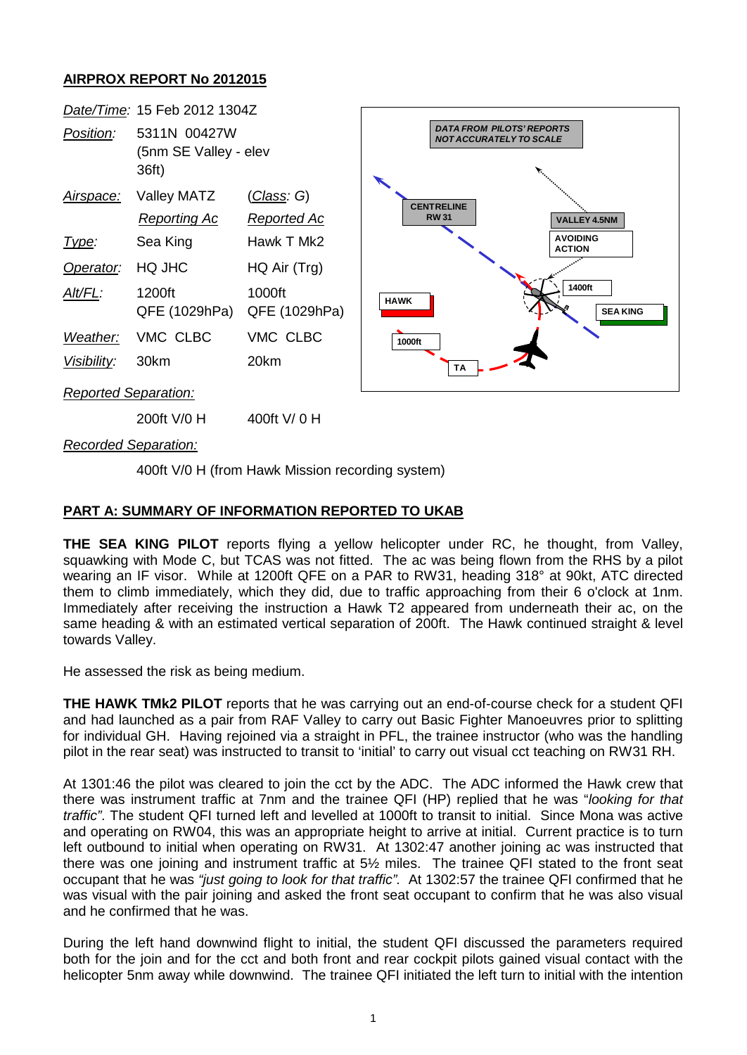## AIRPROX REPORT No 2012015

| | | |
|---|---|---|
| *Date/Time:* | 15 Feb 2012 1304Z | |
| *Position:* | 5311N 00427W (5nm SE Valley - elev 36ft) | |
| *Airspace:* | Valley MATZ | (*Class*: *G*) |
| | *Reporting Ac* | *Reported Ac* |
| *Type:* | Sea King | Hawk T Mk2 |
| *Operator:* | HQ JHC | HQ Air (Trg) |
| *Alt/FL:* | 1200ft QFE (1029hPa) | 1000ft QFE (1029hPa) |
| *Weather:* | VMC CLBC | VMC CLBC |
| *Visibility:* | 30km | 20km |
| *Reported Separation:* | | |
| | 200ft V/0 H | 400ft V/ 0 H |
| *Recorded Separation:* | | |
| | 400ft V/0 H (from Hawk Mission recording system) | |

DATA FROM PILOTS' REPORTS NOT ACCURATELY TO SCALE

CENTRELINE RW 31

VALLEY 4.5NM

AVOIDING ACTION

1400ft

HAWK

SEA KING

1000ft

TA

## PART A: SUMMARY OF INFORMATION REPORTED TO UKAB

**THE SEA KING PILOT** reports flying a yellow helicopter under RC, he thought, from Valley, squawking with Mode C, but TCAS was not fitted. The ac was being flown from the RHS by a pilot wearing an IF visor. While at 1200ft QFE on a PAR to RW31, heading 318° at 90kt, ATC directed them to climb immediately, which they did, due to traffic approaching from their 6 o'clock at 1nm. Immediately after receiving the instruction a Hawk T2 appeared from underneath their ac, on the same heading & with an estimated vertical separation of 200ft. The Hawk continued straight & level towards Valley.

He assessed the risk as being medium.

**THE HAWK TMk2 PILOT** reports that he was carrying out an end-of-course check for a student QFI and had launched as a pair from RAF Valley to carry out Basic Fighter Manoeuvres prior to splitting for individual GH. Having rejoined via a straight in PFL, the trainee instructor (who was the handling pilot in the rear seat) was instructed to transit to 'initial' to carry out visual cct teaching on RW31 RH.

At 1301:46 the pilot was cleared to join the cct by the ADC. The ADC informed the Hawk crew that there was instrument traffic at 7nm and the trainee QFI (HP) replied that he was "*looking for that traffic*". The student QFI turned left and levelled at 1000ft to transit to initial. Since Mona was active and operating on RW04, this was an appropriate height to arrive at initial. Current practice is to turn left outbound to initial when operating on RW31. At 1302:47 another joining ac was instructed that there was one joining and instrument traffic at 5½ miles. The trainee QFI stated to the front seat occupant that he was *"just going to look for that traffic".* At 1302:57 the trainee QFI confirmed that he was visual with the pair joining and asked the front seat occupant to confirm that he was also visual and he confirmed that he was.

During the left hand downwind flight to initial, the student QFI discussed the parameters required both for the join and for the cct and both front and rear cockpit pilots gained visual contact with the helicopter 5nm away while downwind. The trainee QFI initiated the left turn to initial with the intention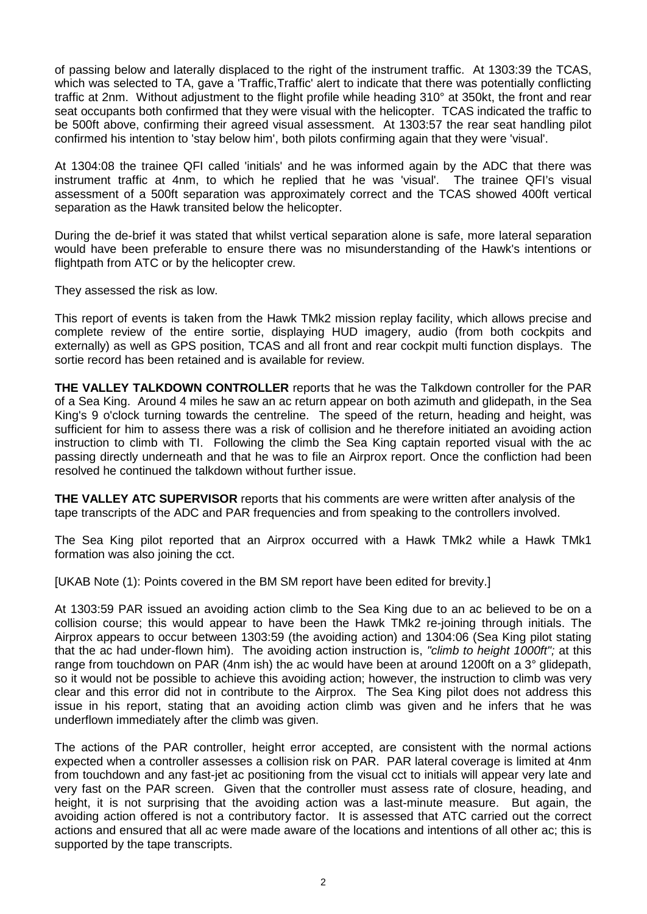of passing below and laterally displaced to the right of the instrument traffic. At 1303:39 the TCAS, which was selected to TA, gave a 'Traffic,Traffic' alert to indicate that there was potentially conflicting traffic at 2nm. Without adjustment to the flight profile while heading 310° at 350kt, the front and rear seat occupants both confirmed that they were visual with the helicopter. TCAS indicated the traffic to be 500ft above, confirming their agreed visual assessment. At 1303:57 the rear seat handling pilot confirmed his intention to 'stay below him', both pilots confirming again that they were 'visual'.

At 1304:08 the trainee QFI called 'initials' and he was informed again by the ADC that there was instrument traffic at 4nm, to which he replied that he was 'visual'. The trainee QFI's visual assessment of a 500ft separation was approximately correct and the TCAS showed 400ft vertical separation as the Hawk transited below the helicopter.

During the de-brief it was stated that whilst vertical separation alone is safe, more lateral separation would have been preferable to ensure there was no misunderstanding of the Hawk's intentions or flightpath from ATC or by the helicopter crew.

They assessed the risk as low.

This report of events is taken from the Hawk TMk2 mission replay facility, which allows precise and complete review of the entire sortie, displaying HUD imagery, audio (from both cockpits and externally) as well as GPS position, TCAS and all front and rear cockpit multi function displays. The sortie record has been retained and is available for review.

**THE VALLEY TALKDOWN CONTROLLER** reports that he was the Talkdown controller for the PAR of a Sea King. Around 4 miles he saw an ac return appear on both azimuth and glidepath, in the Sea King's 9 o'clock turning towards the centreline. The speed of the return, heading and height, was sufficient for him to assess there was a risk of collision and he therefore initiated an avoiding action instruction to climb with TI. Following the climb the Sea King captain reported visual with the ac passing directly underneath and that he was to file an Airprox report. Once the confliction had been resolved he continued the talkdown without further issue.

**THE VALLEY ATC SUPERVISOR** reports that his comments are were written after analysis of the tape transcripts of the ADC and PAR frequencies and from speaking to the controllers involved.

The Sea King pilot reported that an Airprox occurred with a Hawk TMk2 while a Hawk TMk1 formation was also joining the cct.

[UKAB Note (1): Points covered in the BM SM report have been edited for brevity.]

At 1303:59 PAR issued an avoiding action climb to the Sea King due to an ac believed to be on a collision course; this would appear to have been the Hawk TMk2 re-joining through initials. The Airprox appears to occur between 1303:59 (the avoiding action) and 1304:06 (Sea King pilot stating that the ac had under-flown him). The avoiding action instruction is, *"climb to height 1000ft";* at this range from touchdown on PAR (4nm ish) the ac would have been at around 1200ft on a 3° glidepath, so it would not be possible to achieve this avoiding action; however, the instruction to climb was very clear and this error did not in contribute to the Airprox. The Sea King pilot does not address this issue in his report, stating that an avoiding action climb was given and he infers that he was underflown immediately after the climb was given.

The actions of the PAR controller, height error accepted, are consistent with the normal actions expected when a controller assesses a collision risk on PAR. PAR lateral coverage is limited at 4nm from touchdown and any fast-jet ac positioning from the visual cct to initials will appear very late and very fast on the PAR screen. Given that the controller must assess rate of closure, heading, and height, it is not surprising that the avoiding action was a last-minute measure. But again, the avoiding action offered is not a contributory factor. It is assessed that ATC carried out the correct actions and ensured that all ac were made aware of the locations and intentions of all other ac; this is supported by the tape transcripts.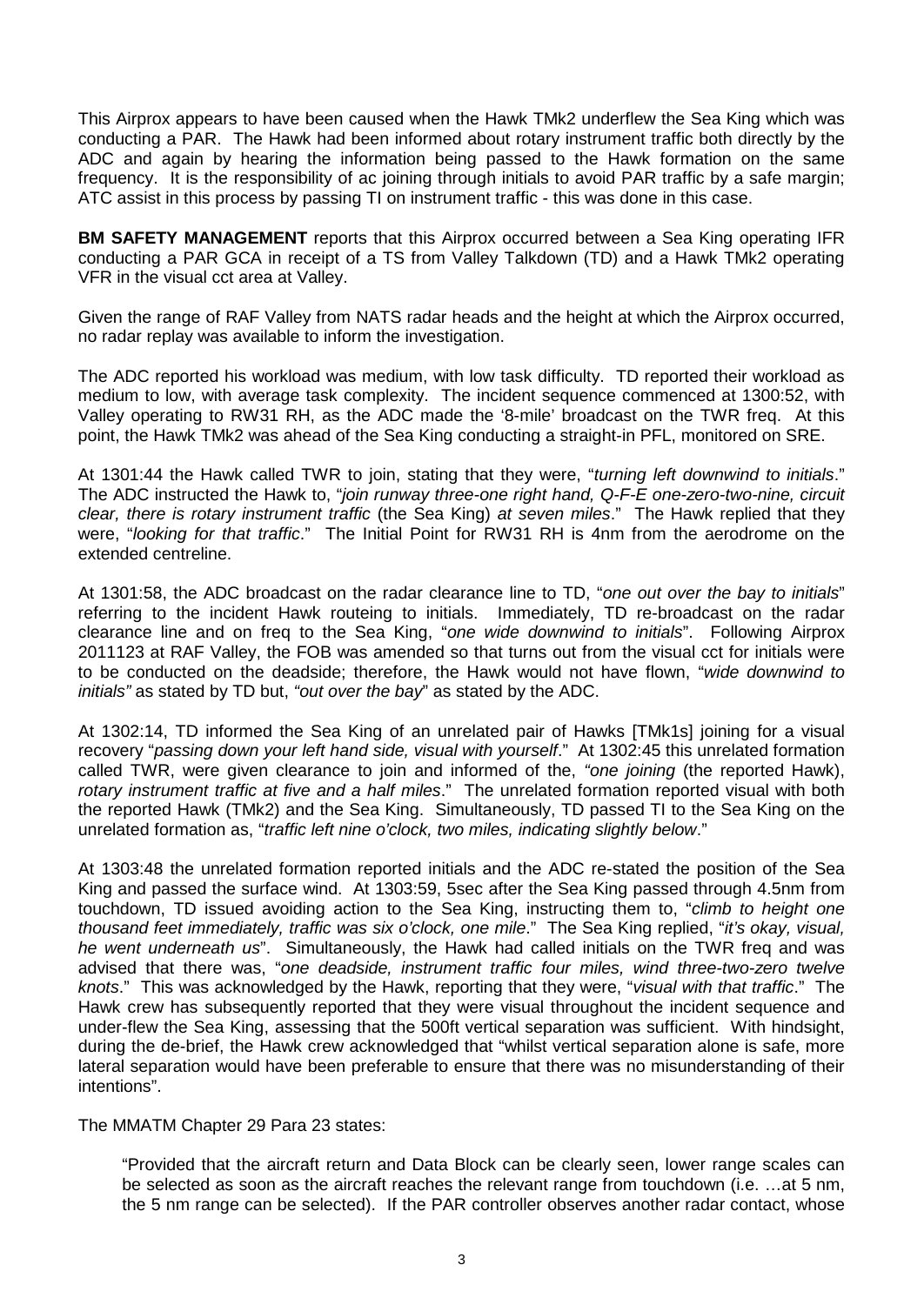This Airprox appears to have been caused when the Hawk TMk2 underflew the Sea King which was conducting a PAR. The Hawk had been informed about rotary instrument traffic both directly by the ADC and again by hearing the information being passed to the Hawk formation on the same frequency. It is the responsibility of ac joining through initials to avoid PAR traffic by a safe margin; ATC assist in this process by passing TI on instrument traffic - this was done in this case.

**BM SAFETY MANAGEMENT** reports that this Airprox occurred between a Sea King operating IFR conducting a PAR GCA in receipt of a TS from Valley Talkdown (TD) and a Hawk TMk2 operating VFR in the visual cct area at Valley.

Given the range of RAF Valley from NATS radar heads and the height at which the Airprox occurred, no radar replay was available to inform the investigation.

The ADC reported his workload was medium, with low task difficulty. TD reported their workload as medium to low, with average task complexity. The incident sequence commenced at 1300:52, with Valley operating to RW31 RH, as the ADC made the '8-mile' broadcast on the TWR freq. At this point, the Hawk TMk2 was ahead of the Sea King conducting a straight-in PFL, monitored on SRE.

At 1301:44 the Hawk called TWR to join, stating that they were, "*turning left downwind to initials*." The ADC instructed the Hawk to, "*join runway three-one right hand, Q-F-E one-zero-two-nine, circuit clear, there is rotary instrument traffic* (the Sea King) *at seven miles*." The Hawk replied that they were, "*looking for that traffic*." The Initial Point for RW31 RH is 4nm from the aerodrome on the extended centreline.

At 1301:58, the ADC broadcast on the radar clearance line to TD, "*one out over the bay to initials*" referring to the incident Hawk routeing to initials. Immediately, TD re-broadcast on the radar clearance line and on freq to the Sea King, "*one wide downwind to initials*". Following Airprox 2011123 at RAF Valley, the FOB was amended so that turns out from the visual cct for initials were to be conducted on the deadside; therefore, the Hawk would not have flown, "*wide downwind to initials"* as stated by TD but, *"out over the bay*" as stated by the ADC.

At 1302:14, TD informed the Sea King of an unrelated pair of Hawks [TMk1s] joining for a visual recovery "*passing down your left hand side, visual with yourself*." At 1302:45 this unrelated formation called TWR, were given clearance to join and informed of the, *"one joining* (the reported Hawk), *rotary instrument traffic at five and a half miles*." The unrelated formation reported visual with both the reported Hawk (TMk2) and the Sea King. Simultaneously, TD passed TI to the Sea King on the unrelated formation as, "*traffic left nine o'clock, two miles, indicating slightly below*."

At 1303:48 the unrelated formation reported initials and the ADC re-stated the position of the Sea King and passed the surface wind. At 1303:59, 5sec after the Sea King passed through 4.5nm from touchdown, TD issued avoiding action to the Sea King, instructing them to, "*climb to height one thousand feet immediately, traffic was six o'clock, one mile*." The Sea King replied, "*it's okay, visual, he went underneath us*". Simultaneously, the Hawk had called initials on the TWR freq and was advised that there was, "*one deadside, instrument traffic four miles, wind three-two-zero twelve knots*." This was acknowledged by the Hawk, reporting that they were, "*visual with that traffic*." The Hawk crew has subsequently reported that they were visual throughout the incident sequence and under-flew the Sea King, assessing that the 500ft vertical separation was sufficient. With hindsight, during the de-brief, the Hawk crew acknowledged that "whilst vertical separation alone is safe, more lateral separation would have been preferable to ensure that there was no misunderstanding of their intentions".

The MMATM Chapter 29 Para 23 states:

> "Provided that the aircraft return and Data Block can be clearly seen, lower range scales can be selected as soon as the aircraft reaches the relevant range from touchdown (i.e. …at 5 nm, the 5 nm range can be selected). If the PAR controller observes another radar contact, whose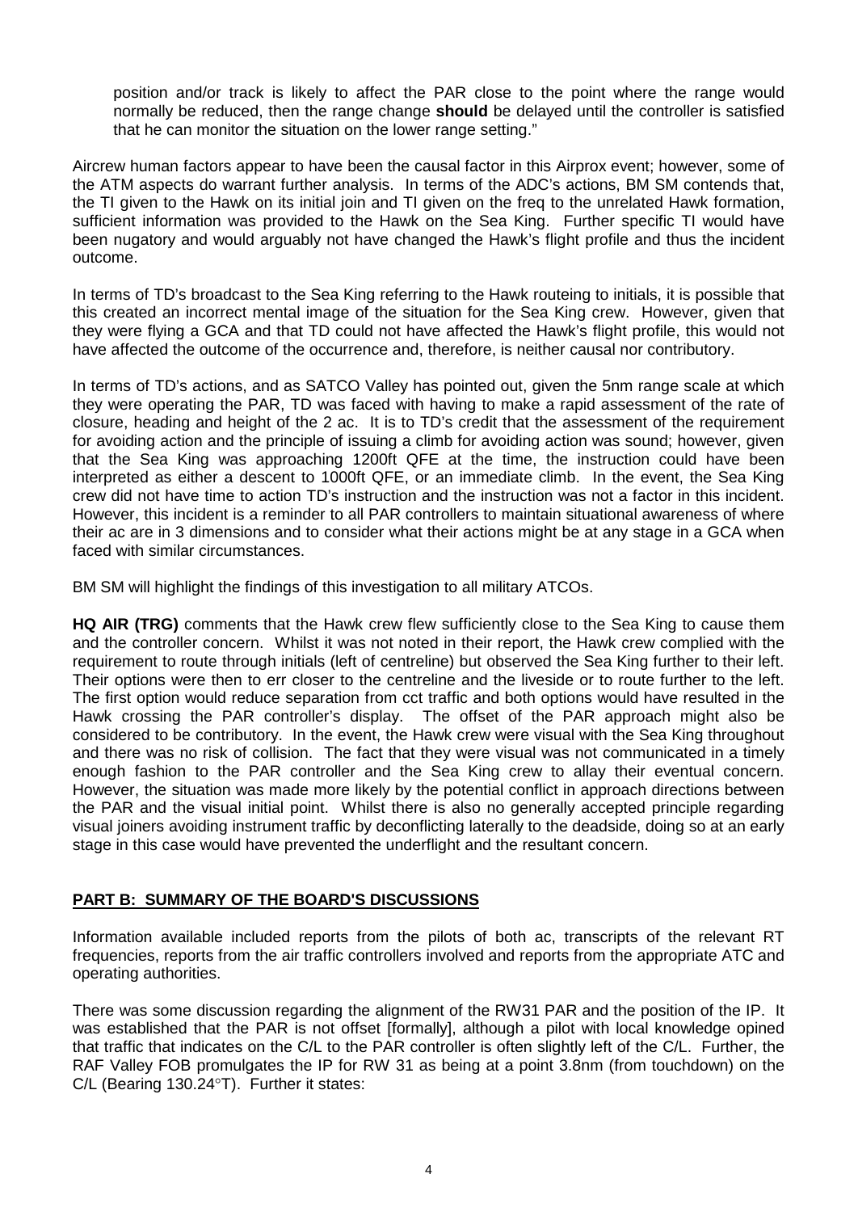position and/or track is likely to affect the PAR close to the point where the range would normally be reduced, then the range change **should** be delayed until the controller is satisfied that he can monitor the situation on the lower range setting."

Aircrew human factors appear to have been the causal factor in this Airprox event; however, some of the ATM aspects do warrant further analysis. In terms of the ADC's actions, BM SM contends that, the TI given to the Hawk on its initial join and TI given on the freq to the unrelated Hawk formation, sufficient information was provided to the Hawk on the Sea King. Further specific TI would have been nugatory and would arguably not have changed the Hawk's flight profile and thus the incident outcome.

In terms of TD's broadcast to the Sea King referring to the Hawk routeing to initials, it is possible that this created an incorrect mental image of the situation for the Sea King crew. However, given that they were flying a GCA and that TD could not have affected the Hawk's flight profile, this would not have affected the outcome of the occurrence and, therefore, is neither causal nor contributory.

In terms of TD's actions, and as SATCO Valley has pointed out, given the 5nm range scale at which they were operating the PAR, TD was faced with having to make a rapid assessment of the rate of closure, heading and height of the 2 ac. It is to TD's credit that the assessment of the requirement for avoiding action and the principle of issuing a climb for avoiding action was sound; however, given that the Sea King was approaching 1200ft QFE at the time, the instruction could have been interpreted as either a descent to 1000ft QFE, or an immediate climb. In the event, the Sea King crew did not have time to action TD's instruction and the instruction was not a factor in this incident. However, this incident is a reminder to all PAR controllers to maintain situational awareness of where their ac are in 3 dimensions and to consider what their actions might be at any stage in a GCA when faced with similar circumstances.

BM SM will highlight the findings of this investigation to all military ATCOs.

**HQ AIR (TRG)** comments that the Hawk crew flew sufficiently close to the Sea King to cause them and the controller concern. Whilst it was not noted in their report, the Hawk crew complied with the requirement to route through initials (left of centreline) but observed the Sea King further to their left. Their options were then to err closer to the centreline and the liveside or to route further to the left. The first option would reduce separation from cct traffic and both options would have resulted in the Hawk crossing the PAR controller's display. The offset of the PAR approach might also be considered to be contributory. In the event, the Hawk crew were visual with the Sea King throughout and there was no risk of collision. The fact that they were visual was not communicated in a timely enough fashion to the PAR controller and the Sea King crew to allay their eventual concern. However, the situation was made more likely by the potential conflict in approach directions between the PAR and the visual initial point. Whilst there is also no generally accepted principle regarding visual joiners avoiding instrument traffic by deconflicting laterally to the deadside, doing so at an early stage in this case would have prevented the underflight and the resultant concern.

## PART B: SUMMARY OF THE BOARD'S DISCUSSIONS

Information available included reports from the pilots of both ac, transcripts of the relevant RT frequencies, reports from the air traffic controllers involved and reports from the appropriate ATC and operating authorities.

There was some discussion regarding the alignment of the RW31 PAR and the position of the IP. It was established that the PAR is not offset [formally], although a pilot with local knowledge opined that traffic that indicates on the C/L to the PAR controller is often slightly left of the C/L. Further, the RAF Valley FOB promulgates the IP for RW 31 as being at a point 3.8nm (from touchdown) on the C/L (Bearing 130.24°T). Further it states: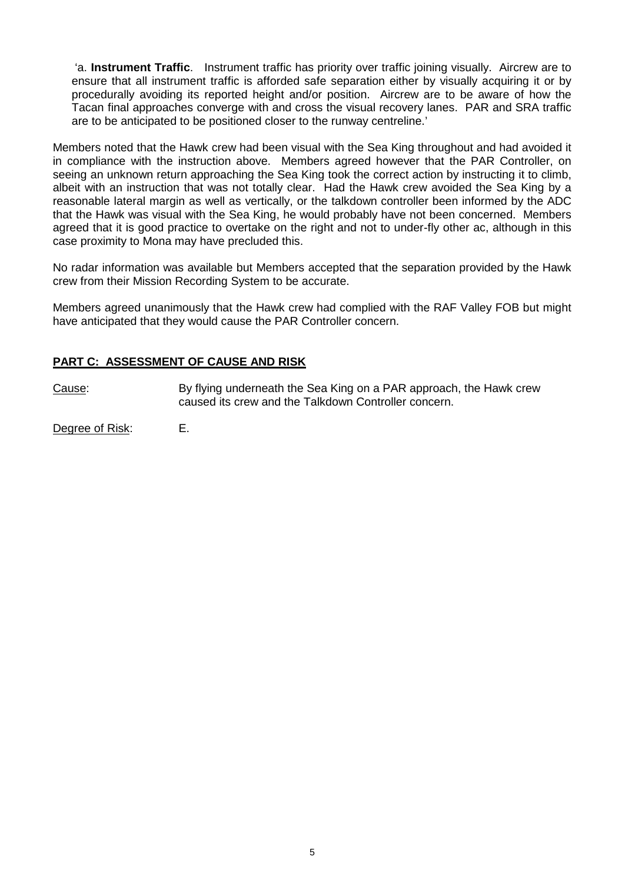'a. **Instrument Traffic**. Instrument traffic has priority over traffic joining visually. Aircrew are to ensure that all instrument traffic is afforded safe separation either by visually acquiring it or by procedurally avoiding its reported height and/or position. Aircrew are to be aware of how the Tacan final approaches converge with and cross the visual recovery lanes. PAR and SRA traffic are to be anticipated to be positioned closer to the runway centreline.'

Members noted that the Hawk crew had been visual with the Sea King throughout and had avoided it in compliance with the instruction above. Members agreed however that the PAR Controller, on seeing an unknown return approaching the Sea King took the correct action by instructing it to climb, albeit with an instruction that was not totally clear. Had the Hawk crew avoided the Sea King by a reasonable lateral margin as well as vertically, or the talkdown controller been informed by the ADC that the Hawk was visual with the Sea King, he would probably have not been concerned. Members agreed that it is good practice to overtake on the right and not to under-fly other ac, although in this case proximity to Mona may have precluded this.

No radar information was available but Members accepted that the separation provided by the Hawk crew from their Mission Recording System to be accurate.

Members agreed unanimously that the Hawk crew had complied with the RAF Valley FOB but might have anticipated that they would cause the PAR Controller concern.

## PART C: ASSESSMENT OF CAUSE AND RISK

Cause: By flying underneath the Sea King on a PAR approach, the Hawk crew caused its crew and the Talkdown Controller concern.

Degree of Risk: E.